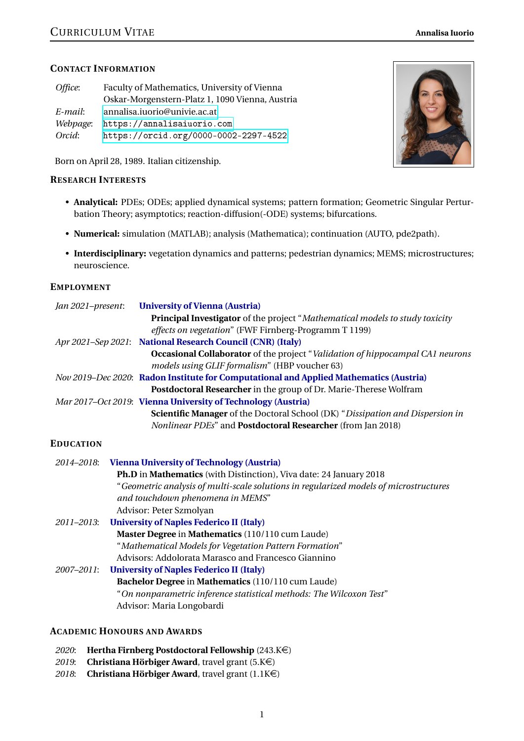# Curriculum Vitae

**Annalisa Iuorio**

## Contact Information

*Office*: Faculty of Mathematics, University of Vienna
Oskar-Morgenstern-Platz 1, 1090 Vienna, Austria
*E-mail*: annalisa.iuorio@univie.ac.at
*Webpage*: https://annalisaiuorio.com
*Orcid*: https://orcid.org/0000-0002-2297-4522

Born on April 28, 1989. Italian citizenship.

## Research Interests

- **Analytical:** PDEs; ODEs; applied dynamical systems; pattern formation; Geometric Singular Perturbation Theory; asymptotics; reaction-diffusion(-ODE) systems; bifurcations.
- **Numerical:** simulation (MATLAB); analysis (Mathematica); continuation (AUTO, pde2path).
- **Interdisciplinary:** vegetation dynamics and patterns; pedestrian dynamics; MEMS; microstructures; neuroscience.

## Employment

*Jan 2021–present*: **University of Vienna (Austria)**
**Principal Investigator** of the project "*Mathematical models to study toxicity effects on vegetation*" (FWF Firnberg-Programm T 1199)

*Apr 2021–Sep 2021*: **National Research Council (CNR) (Italy)**
**Occasional Collaborator** of the project "*Validation of hippocampal CA1 neurons models using GLIF formalism*" (HBP voucher 63)

*Nov 2019–Dec 2020*: **Radon Institute for Computational and Applied Mathematics (Austria)**
**Postdoctoral Researcher** in the group of Dr. Marie-Therese Wolfram

*Mar 2017–Oct 2019*: **Vienna University of Technology (Austria)**
**Scientific Manager** of the Doctoral School (DK) "*Dissipation and Dispersion in Nonlinear PDEs*" and **Postdoctoral Researcher** (from Jan 2018)

## Education

*2014–2018*: **Vienna University of Technology (Austria)**
**Ph.D** in **Mathematics** (with Distinction), Viva date: 24 January 2018
"*Geometric analysis of multi-scale solutions in regularized models of microstructures and touchdown phenomena in MEMS*"
Advisor: Peter Szmolyan

*2011–2013*: **University of Naples Federico II (Italy)**
**Master Degree** in **Mathematics** (110/110 cum Laude)
"*Mathematical Models for Vegetation Pattern Formation*"
Advisors: Addolorata Marasco and Francesco Giannino

*2007–2011*: **University of Naples Federico II (Italy)**
**Bachelor Degree** in **Mathematics** (110/110 cum Laude)
"*On nonparametric inference statistical methods: The Wilcoxon Test*"
Advisor: Maria Longobardi

## Academic Honours and Awards

*2020*: **Hertha Firnberg Postdoctoral Fellowship** (243.K€)
*2019*: **Christiana Hörbiger Award**, travel grant (5.K€)
*2018*: **Christiana Hörbiger Award**, travel grant (1.1K€)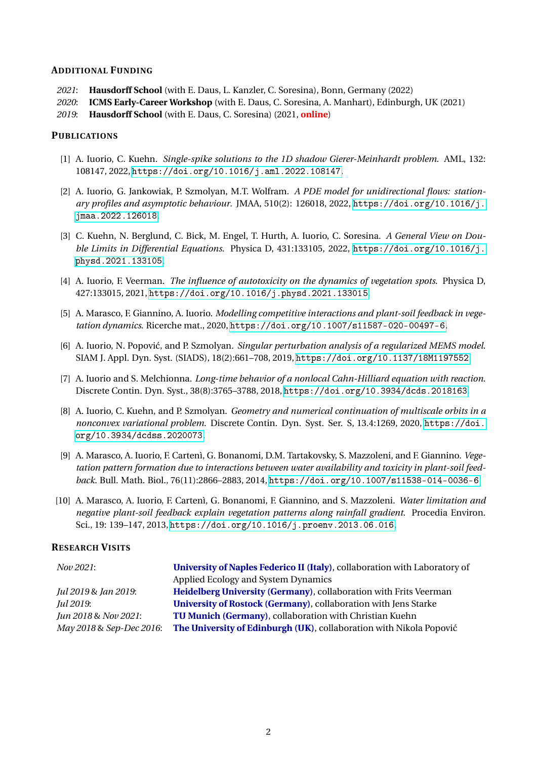## Additional Funding

- *2021*: **Hausdorff School** (with E. Daus, L. Kanzler, C. Soresina), Bonn, Germany (2022)
- *2020*: **ICMS Early-Career Workshop** (with E. Daus, C. Soresina, A. Manhart), Edinburgh, UK (2021)
- *2019*: **Hausdorff School** (with E. Daus, C. Soresina) (2021, **online**)

## Publications

[1] A. Iuorio, C. Kuehn. *Single-spike solutions to the 1D shadow Gierer-Meinhardt problem.* AML, 132: 108147, 2022, `https://doi.org/10.1016/j.aml.2022.108147`.

[2] A. Iuorio, G. Jankowiak, P. Szmolyan, M.T. Wolfram. *A PDE model for unidirectional flows: stationary profiles and asymptotic behaviour.* JMAA, 510(2): 126018, 2022, `https://doi.org/10.1016/j.jmaa.2022.126018`.

[3] C. Kuehn, N. Berglund, C. Bick, M. Engel, T. Hurth, A. Iuorio, C. Soresina. *A General View on Double Limits in Differential Equations.* Physica D, 431:133105, 2022, `https://doi.org/10.1016/j.physd.2021.133105`.

[4] A. Iuorio, F. Veerman. *The influence of autotoxicity on the dynamics of vegetation spots.* Physica D, 427:133015, 2021, `https://doi.org/10.1016/j.physd.2021.133015`.

[5] A. Marasco, F. Giannino, A. Iuorio. *Modelling competitive interactions and plant-soil feedback in vegetation dynamics.* Ricerche mat., 2020, `https://doi.org/10.1007/s11587-020-00497-6`.

[6] A. Iuorio, N. Popović, and P. Szmolyan. *Singular perturbation analysis of a regularized MEMS model.* SIAM J. Appl. Dyn. Syst. (SIADS), 18(2):661–708, 2019, `https://doi.org/10.1137/18M1197552`.

[7] A. Iuorio and S. Melchionna. *Long-time behavior of a nonlocal Cahn-Hilliard equation with reaction.* Discrete Contin. Dyn. Syst., 38(8):3765–3788, 2018, `https://doi.org/10.3934/dcds.2018163`.

[8] A. Iuorio, C. Kuehn, and P. Szmolyan. *Geometry and numerical continuation of multiscale orbits in a nonconvex variational problem.* Discrete Contin. Dyn. Syst. Ser. S, 13.4:1269, 2020, `https://doi.org/10.3934/dcdss.2020073`.

[9] A. Marasco, A. Iuorio, F. Cartenì, G. Bonanomi, D.M. Tartakovsky, S. Mazzoleni, and F. Giannino. *Vegetation pattern formation due to interactions between water availability and toxicity in plant-soil feedback.* Bull. Math. Biol., 76(11):2866–2883, 2014, `https://doi.org/10.1007/s11538-014-0036-6`.

[10] A. Marasco, A. Iuorio, F. Cartenì, G. Bonanomi, F. Giannino, and S. Mazzoleni. *Water limitation and negative plant-soil feedback explain vegetation patterns along rainfall gradient.* Procedia Environ. Sci., 19: 139–147, 2013, `https://doi.org/10.1016/j.proenv.2013.06.016`.

## Research Visits

| | |
|---|---|
| *Nov 2021*: | **University of Naples Federico II (Italy)**, collaboration with Laboratory of Applied Ecology and System Dynamics |
| *Jul 2019 & Jan 2019*: | **Heidelberg University (Germany)**, collaboration with Frits Veerman |
| *Jul 2019*: | **University of Rostock (Germany)**, collaboration with Jens Starke |
| *Jun 2018 & Nov 2021*: | **TU Munich (Germany)**, collaboration with Christian Kuehn |
| *May 2018 & Sep-Dec 2016*: | **The University of Edinburgh (UK)**, collaboration with Nikola Popović |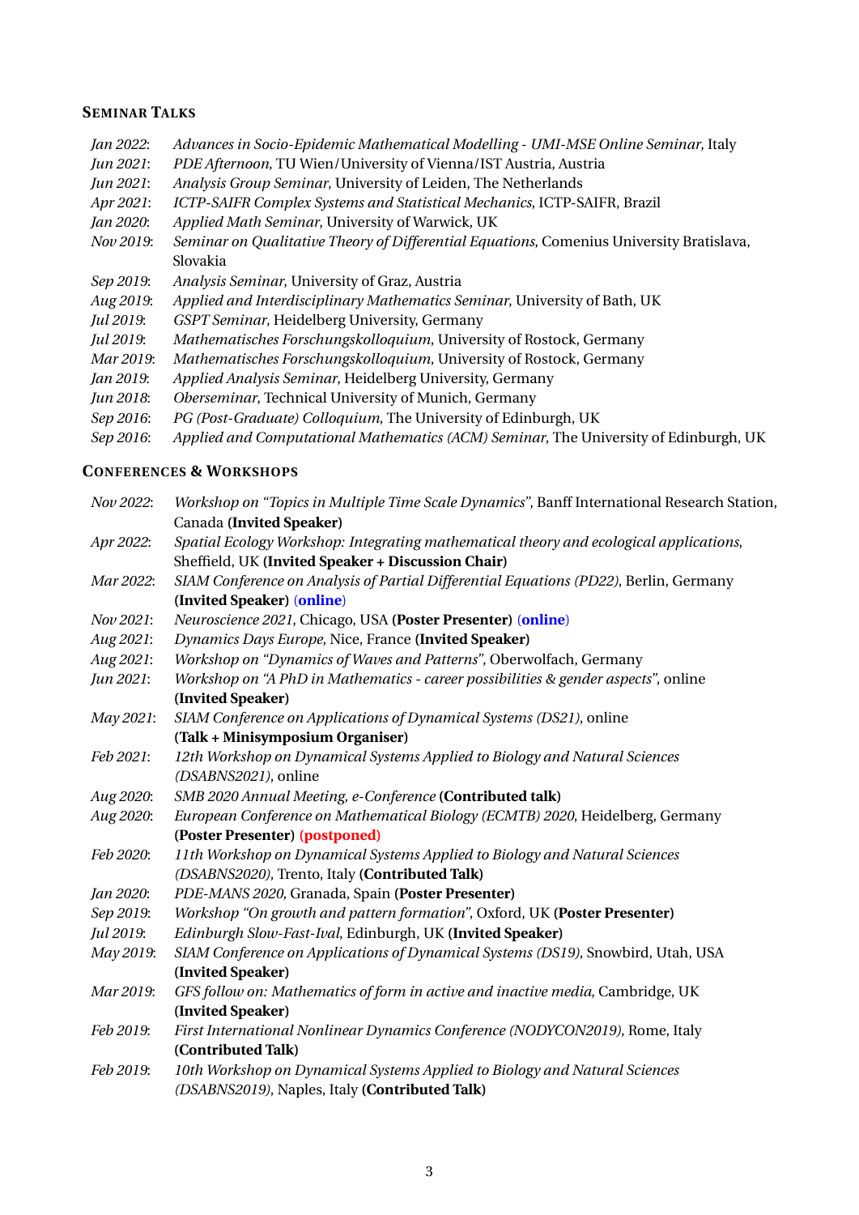## Seminar Talks

- *Jan 2022*: *Advances in Socio-Epidemic Mathematical Modelling - UMI-MSE Online Seminar*, Italy
- *Jun 2021*: *PDE Afternoon*, TU Wien/University of Vienna/IST Austria, Austria
- *Jun 2021*: *Analysis Group Seminar*, University of Leiden, The Netherlands
- *Apr 2021*: *ICTP-SAIFR Complex Systems and Statistical Mechanics*, ICTP-SAIFR, Brazil
- *Jan 2020*: *Applied Math Seminar*, University of Warwick, UK
- *Nov 2019*: *Seminar on Qualitative Theory of Differential Equations*, Comenius University Bratislava, Slovakia
- *Sep 2019*: *Analysis Seminar*, University of Graz, Austria
- *Aug 2019*: *Applied and Interdisciplinary Mathematics Seminar*, University of Bath, UK
- *Jul 2019*: *GSPT Seminar*, Heidelberg University, Germany
- *Jul 2019*: *Mathematisches Forschungskolloquium*, University of Rostock, Germany
- *Mar 2019*: *Mathematisches Forschungskolloquium*, University of Rostock, Germany
- *Jan 2019*: *Applied Analysis Seminar*, Heidelberg University, Germany
- *Jun 2018*: *Oberseminar*, Technical University of Munich, Germany
- *Sep 2016*: *PG (Post-Graduate) Colloquium*, The University of Edinburgh, UK
- *Sep 2016*: *Applied and Computational Mathematics (ACM) Seminar*, The University of Edinburgh, UK

## Conferences & Workshops

- *Nov 2022*: *Workshop on "Topics in Multiple Time Scale Dynamics"*, Banff International Research Station, Canada **(Invited Speaker)**
- *Apr 2022*: *Spatial Ecology Workshop: Integrating mathematical theory and ecological applications*, Sheffield, UK **(Invited Speaker + Discussion Chair)**
- *Mar 2022*: *SIAM Conference on Analysis of Partial Differential Equations (PD22)*, Berlin, Germany **(Invited Speaker)** (**online**)
- *Nov 2021*: *Neuroscience 2021*, Chicago, USA **(Poster Presenter)** (**online**)
- *Aug 2021*: *Dynamics Days Europe*, Nice, France **(Invited Speaker)**
- *Aug 2021*: *Workshop on "Dynamics of Waves and Patterns"*, Oberwolfach, Germany
- *Jun 2021*: *Workshop on "A PhD in Mathematics - career possibilities & gender aspects"*, online **(Invited Speaker)**
- *May 2021*: *SIAM Conference on Applications of Dynamical Systems (DS21)*, online **(Talk + Minisymposium Organiser)**
- *Feb 2021*: *12th Workshop on Dynamical Systems Applied to Biology and Natural Sciences (DSABNS2021)*, online
- *Aug 2020*: *SMB 2020 Annual Meeting, e-Conference* **(Contributed talk)**
- *Aug 2020*: *European Conference on Mathematical Biology (ECMTB) 2020*, Heidelberg, Germany **(Poster Presenter)** **(postponed)**
- *Feb 2020*: *11th Workshop on Dynamical Systems Applied to Biology and Natural Sciences (DSABNS2020)*, Trento, Italy **(Contributed Talk)**
- *Jan 2020*: *PDE-MANS 2020*, Granada, Spain **(Poster Presenter)**
- *Sep 2019*: *Workshop "On growth and pattern formation"*, Oxford, UK **(Poster Presenter)**
- *Jul 2019*: *Edinburgh Slow-Fast-Ival*, Edinburgh, UK **(Invited Speaker)**
- *May 2019*: *SIAM Conference on Applications of Dynamical Systems (DS19)*, Snowbird, Utah, USA **(Invited Speaker)**
- *Mar 2019*: *GFS follow on: Mathematics of form in active and inactive media*, Cambridge, UK **(Invited Speaker)**
- *Feb 2019*: *First International Nonlinear Dynamics Conference (NODYCON2019)*, Rome, Italy **(Contributed Talk)**
- *Feb 2019*: *10th Workshop on Dynamical Systems Applied to Biology and Natural Sciences (DSABNS2019)*, Naples, Italy **(Contributed Talk)**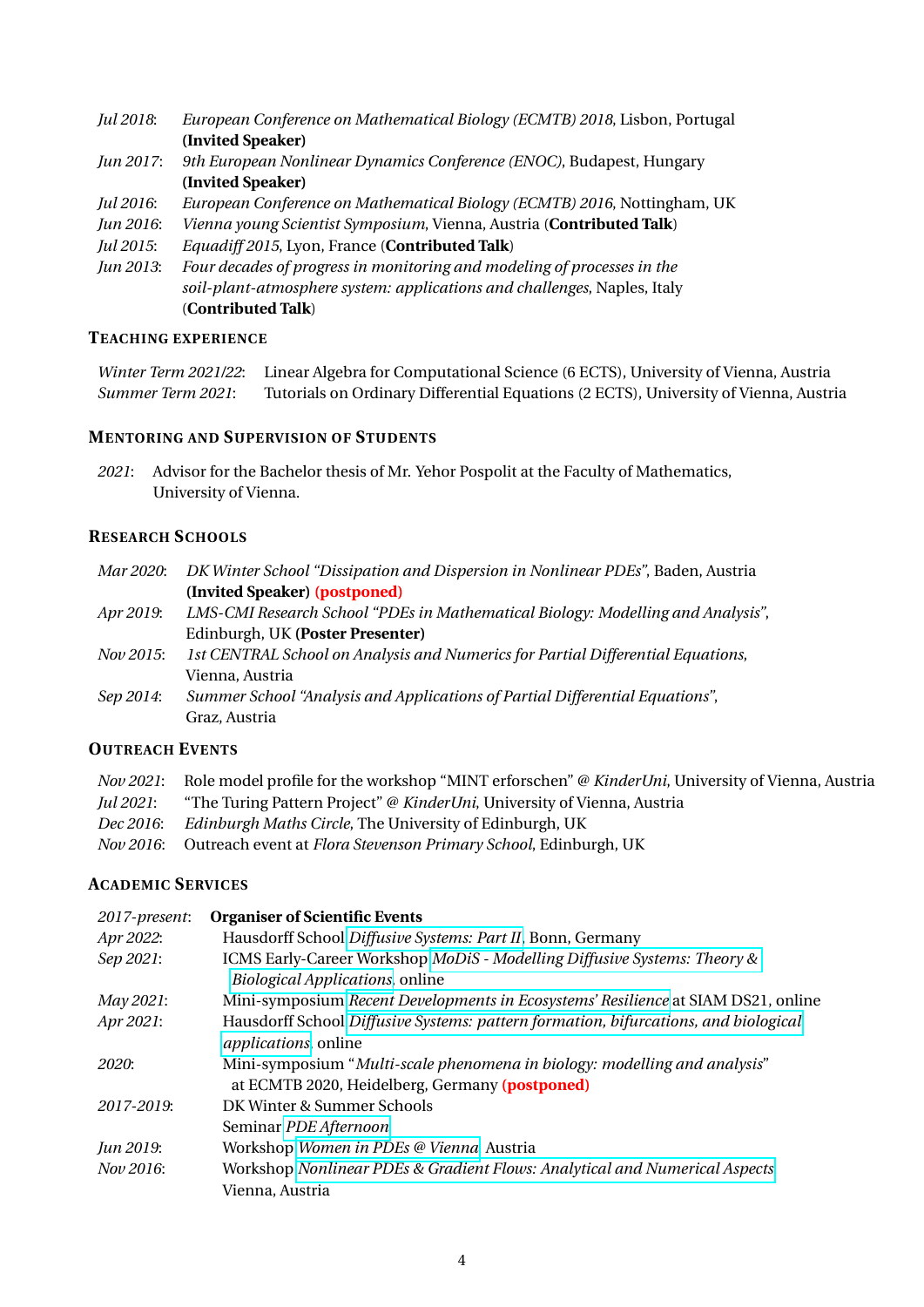*Jul 2018*: *European Conference on Mathematical Biology (ECMTB) 2018*, Lisbon, Portugal **(Invited Speaker)**
*Jun 2017*: *9th European Nonlinear Dynamics Conference (ENOC)*, Budapest, Hungary **(Invited Speaker)**
*Jul 2016*: *European Conference on Mathematical Biology (ECMTB) 2016*, Nottingham, UK
*Jun 2016*: *Vienna young Scientist Symposium*, Vienna, Austria (**Contributed Talk**)
*Jul 2015*: *Equadiff 2015*, Lyon, France (**Contributed Talk**)
*Jun 2013*: *Four decades of progress in monitoring and modeling of processes in the soil-plant-atmosphere system: applications and challenges*, Naples, Italy (**Contributed Talk**)

## Teaching Experience

*Winter Term 2021/22*: Linear Algebra for Computational Science (6 ECTS), University of Vienna, Austria
*Summer Term 2021*: Tutorials on Ordinary Differential Equations (2 ECTS), University of Vienna, Austria

## Mentoring and Supervision of Students

*2021*: Advisor for the Bachelor thesis of Mr. Yehor Pospolit at the Faculty of Mathematics, University of Vienna.

## Research Schools

*Mar 2020*: *DK Winter School "Dissipation and Dispersion in Nonlinear PDEs"*, Baden, Austria **(Invited Speaker)** **(postponed)**
*Apr 2019*: *LMS-CMI Research School "PDEs in Mathematical Biology: Modelling and Analysis"*, Edinburgh, UK **(Poster Presenter)**
*Nov 2015*: *1st CENTRAL School on Analysis and Numerics for Partial Differential Equations*, Vienna, Austria
*Sep 2014*: *Summer School "Analysis and Applications of Partial Differential Equations"*, Graz, Austria

## Outreach Events

*Nov 2021*: Role model profile for the workshop "MINT erforschen" @ *KinderUni*, University of Vienna, Austria
*Jul 2021*: "The Turing Pattern Project" @ *KinderUni*, University of Vienna, Austria
*Dec 2016*: *Edinburgh Maths Circle*, The University of Edinburgh, UK
*Nov 2016*: Outreach event at *Flora Stevenson Primary School*, Edinburgh, UK

## Academic Services

*2017-present*: **Organiser of Scientific Events**
*Apr 2022*: Hausdorff School *Diffusive Systems: Part II*, Bonn, Germany
*Sep 2021*: ICMS Early-Career Workshop *MoDiS - Modelling Diffusive Systems: Theory & Biological Applications*, online
*May 2021*: Mini-symposium *Recent Developments in Ecosystems' Resilience* at SIAM DS21, online
*Apr 2021*: Hausdorff School *Diffusive Systems: pattern formation, bifurcations, and biological applications*, online
*2020*: Mini-symposium "*Multi-scale phenomena in biology: modelling and analysis*" at ECMTB 2020, Heidelberg, Germany **(postponed)**
*2017-2019*: DK Winter & Summer Schools
Seminar *PDE Afternoon*
*Jun 2019*: Workshop *Women in PDEs @ Vienna*, Austria
*Nov 2016*: Workshop *Nonlinear PDEs & Gradient Flows: Analytical and Numerical Aspects* Vienna, Austria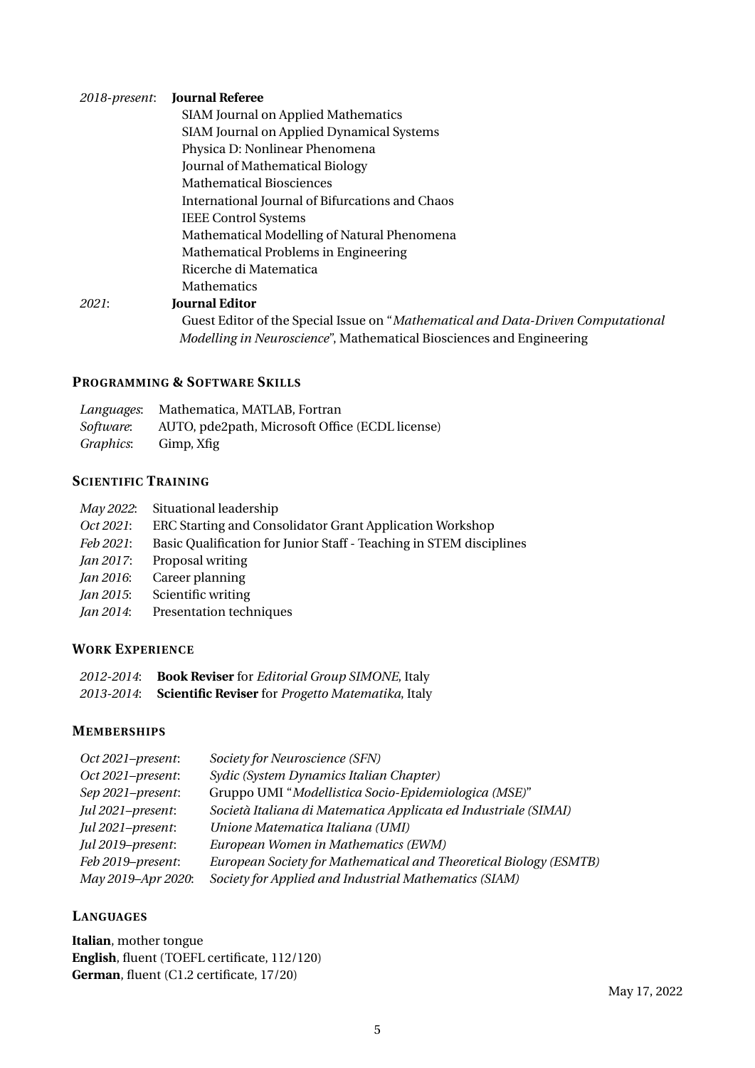*2018-present*: **Journal Referee**
SIAM Journal on Applied Mathematics
SIAM Journal on Applied Dynamical Systems
Physica D: Nonlinear Phenomena
Journal of Mathematical Biology
Mathematical Biosciences
International Journal of Bifurcations and Chaos
IEEE Control Systems
Mathematical Modelling of Natural Phenomena
Mathematical Problems in Engineering
Ricerche di Matematica
Mathematics

*2021*: **Journal Editor**
Guest Editor of the Special Issue on "*Mathematical and Data-Driven Computational Modelling in Neuroscience*", Mathematical Biosciences and Engineering

## Programming & Software Skills

*Languages*: Mathematica, MATLAB, Fortran
*Software*: AUTO, pde2path, Microsoft Office (ECDL license)
*Graphics*: Gimp, Xfig

## Scientific Training

*May 2022*: Situational leadership
*Oct 2021*: ERC Starting and Consolidator Grant Application Workshop
*Feb 2021*: Basic Qualification for Junior Staff - Teaching in STEM disciplines
*Jan 2017*: Proposal writing
*Jan 2016*: Career planning
*Jan 2015*: Scientific writing
*Jan 2014*: Presentation techniques

## Work Experience

*2012-2014*: **Book Reviser** for *Editorial Group SIMONE*, Italy
*2013-2014*: **Scientific Reviser** for *Progetto Matematika*, Italy

## Memberships

*Oct 2021–present*: *Society for Neuroscience (SFN)*
*Oct 2021–present*: *Sydic (System Dynamics Italian Chapter)*
*Sep 2021–present*: Gruppo UMI "*Modellistica Socio-Epidemiologica (MSE)*"
*Jul 2021–present*: *Società Italiana di Matematica Applicata ed Industriale (SIMAI)*
*Jul 2021–present*: *Unione Matematica Italiana (UMI)*
*Jul 2019–present*: *European Women in Mathematics (EWM)*
*Feb 2019–present*: *European Society for Mathematical and Theoretical Biology (ESMTB)*
*May 2019–Apr 2020*: *Society for Applied and Industrial Mathematics (SIAM)*

## Languages

**Italian**, mother tongue
**English**, fluent (TOEFL certificate, 112/120)
**German**, fluent (C1.2 certificate, 17/20)

May 17, 2022